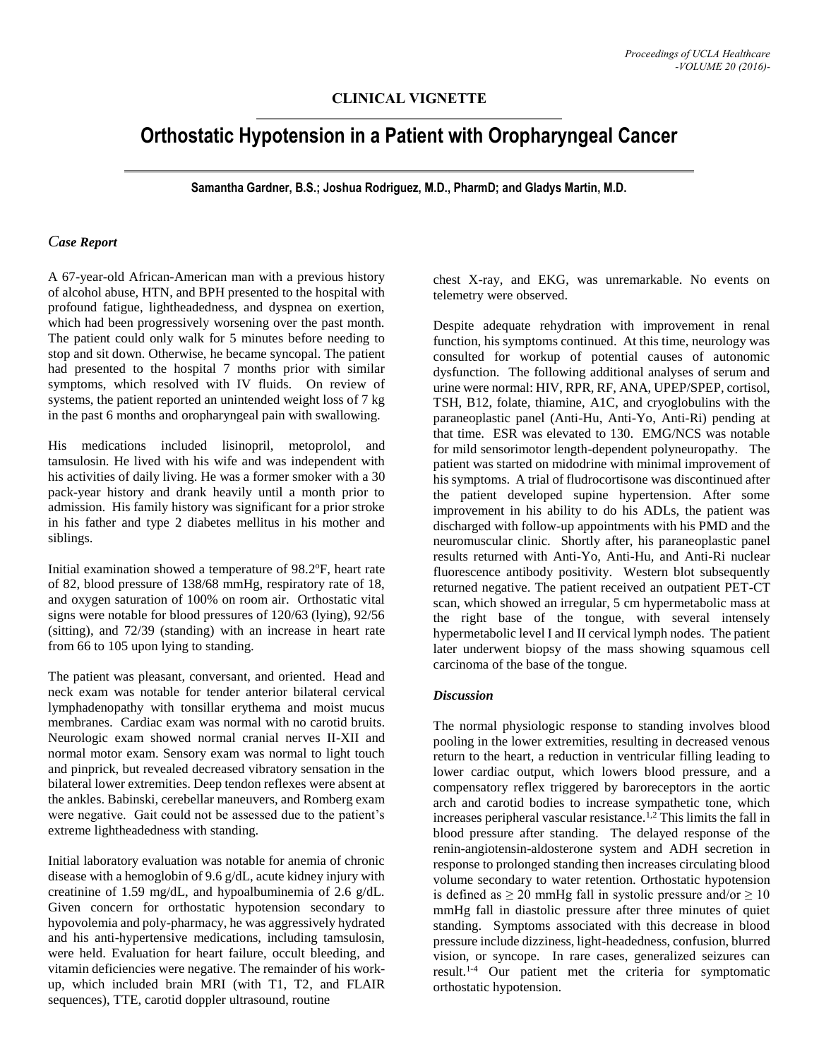**CLINICAL VIGNETTE**

# Orthostatic Hypotension in a Patient with Oropharyngeal Cancer

**Samantha Gardner, B.S.; Joshua Rodriguez, M.D., PharmD; and Gladys Martin, M.D.**

## *Case Report*

A 67-year-old African-American man with a previous history of alcohol abuse, HTN, and BPH presented to the hospital with profound fatigue, lightheadedness, and dyspnea on exertion, which had been progressively worsening over the past month. The patient could only walk for 5 minutes before needing to stop and sit down. Otherwise, he became syncopal. The patient had presented to the hospital 7 months prior with similar symptoms, which resolved with IV fluids. On review of systems, the patient reported an unintended weight loss of 7 kg in the past 6 months and oropharyngeal pain with swallowing.

His medications included lisinopril, metoprolol, and tamsulosin. He lived with his wife and was independent with his activities of daily living. He was a former smoker with a 30 pack-year history and drank heavily until a month prior to admission. His family history was significant for a prior stroke in his father and type 2 diabetes mellitus in his mother and siblings.

Initial examination showed a temperature of 98.2°F, heart rate of 82, blood pressure of 138/68 mmHg, respiratory rate of 18, and oxygen saturation of 100% on room air. Orthostatic vital signs were notable for blood pressures of 120/63 (lying), 92/56 (sitting), and 72/39 (standing) with an increase in heart rate from 66 to 105 upon lying to standing.

The patient was pleasant, conversant, and oriented. Head and neck exam was notable for tender anterior bilateral cervical lymphadenopathy with tonsillar erythema and moist mucus membranes. Cardiac exam was normal with no carotid bruits. Neurologic exam showed normal cranial nerves II-XII and normal motor exam. Sensory exam was normal to light touch and pinprick, but revealed decreased vibratory sensation in the bilateral lower extremities. Deep tendon reflexes were absent at the ankles. Babinski, cerebellar maneuvers, and Romberg exam were negative. Gait could not be assessed due to the patient's extreme lightheadedness with standing.

Initial laboratory evaluation was notable for anemia of chronic disease with a hemoglobin of 9.6 g/dL, acute kidney injury with creatinine of 1.59 mg/dL, and hypoalbuminemia of 2.6 g/dL. Given concern for orthostatic hypotension secondary to hypovolemia and poly-pharmacy, he was aggressively hydrated and his anti-hypertensive medications, including tamsulosin, were held. Evaluation for heart failure, occult bleeding, and vitamin deficiencies were negative. The remainder of his work-up, which included brain MRI (with T1, T2, and FLAIR sequences), TTE, carotid doppler ultrasound, routine chest X-ray, and EKG, was unremarkable. No events on telemetry were observed.

Despite adequate rehydration with improvement in renal function, his symptoms continued. At this time, neurology was consulted for workup of potential causes of autonomic dysfunction. The following additional analyses of serum and urine were normal: HIV, RPR, RF, ANA, UPEP/SPEP, cortisol, TSH, B12, folate, thiamine, A1C, and cryoglobulins with the paraneoplastic panel (Anti-Hu, Anti-Yo, Anti-Ri) pending at that time. ESR was elevated to 130. EMG/NCS was notable for mild sensorimotor length-dependent polyneuropathy. The patient was started on midodrine with minimal improvement of his symptoms. A trial of fludrocortisone was discontinued after the patient developed supine hypertension. After some improvement in his ability to do his ADLs, the patient was discharged with follow-up appointments with his PMD and the neuromuscular clinic. Shortly after, his paraneoplastic panel results returned with Anti-Yo, Anti-Hu, and Anti-Ri nuclear fluorescence antibody positivity. Western blot subsequently returned negative. The patient received an outpatient PET-CT scan, which showed an irregular, 5 cm hypermetabolic mass at the right base of the tongue, with several intensely hypermetabolic level I and II cervical lymph nodes. The patient later underwent biopsy of the mass showing squamous cell carcinoma of the base of the tongue.

### *Discussion*

The normal physiologic response to standing involves blood pooling in the lower extremities, resulting in decreased venous return to the heart, a reduction in ventricular filling leading to lower cardiac output, which lowers blood pressure, and a compensatory reflex triggered by baroreceptors in the aortic arch and carotid bodies to increase sympathetic tone, which increases peripheral vascular resistance.[1,2] This limits the fall in blood pressure after standing. The delayed response of the renin-angiotensin-aldosterone system and ADH secretion in response to prolonged standing then increases circulating blood volume secondary to water retention. Orthostatic hypotension is defined as ≥ 20 mmHg fall in systolic pressure and/or ≥ 10 mmHg fall in diastolic pressure after three minutes of quiet standing. Symptoms associated with this decrease in blood pressure include dizziness, light-headedness, confusion, blurred vision, or syncope. In rare cases, generalized seizures can result.[1-4] Our patient met the criteria for symptomatic orthostatic hypotension.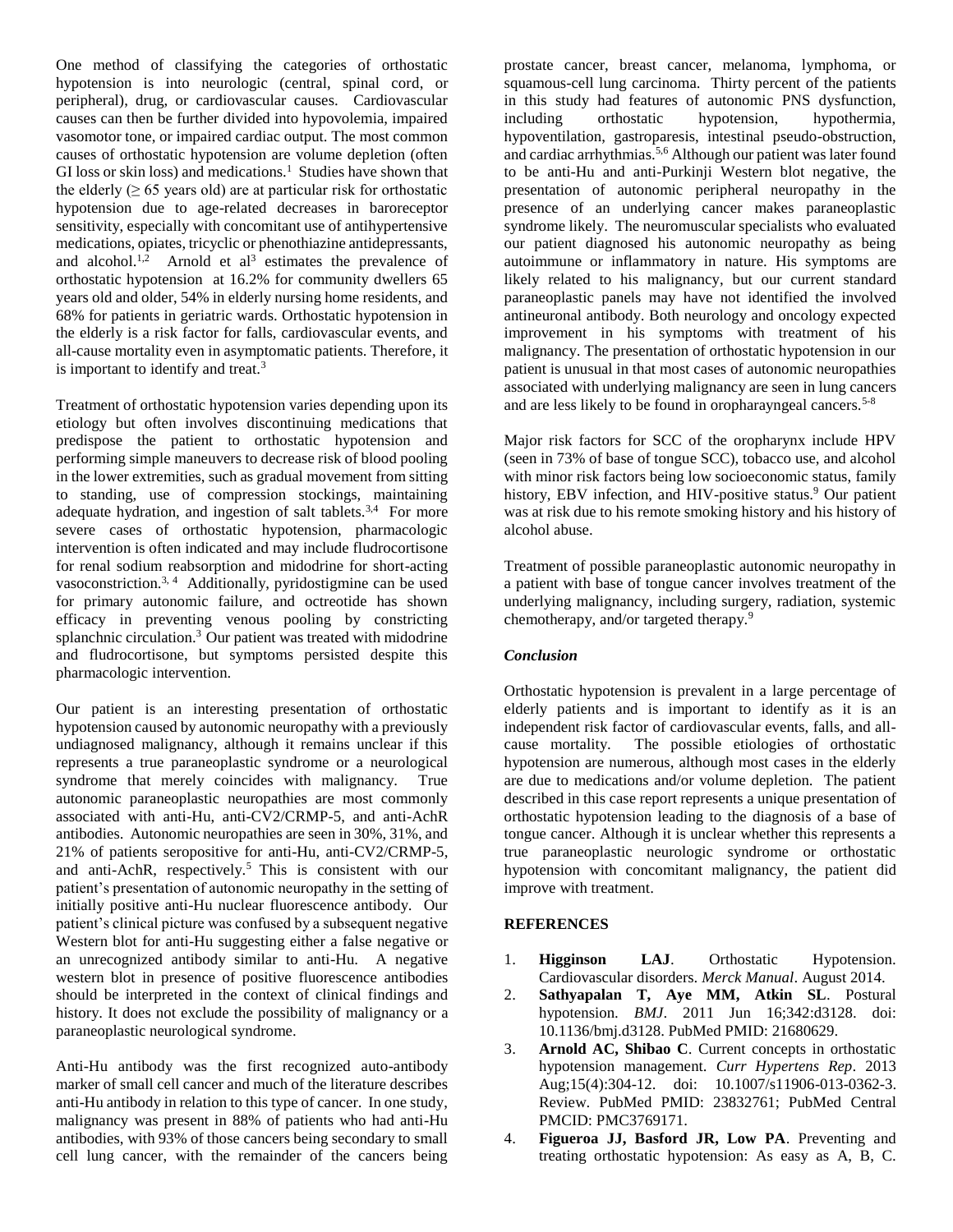One method of classifying the categories of orthostatic hypotension is into neurologic (central, spinal cord, or peripheral), drug, or cardiovascular causes. Cardiovascular causes can then be further divided into hypovolemia, impaired vasomotor tone, or impaired cardiac output. The most common causes of orthostatic hypotension are volume depletion (often GI loss or skin loss) and medications.[1] Studies have shown that the elderly (≥ 65 years old) are at particular risk for orthostatic hypotension due to age-related decreases in baroreceptor sensitivity, especially with concomitant use of antihypertensive medications, opiates, tricyclic or phenothiazine antidepressants, and alcohol.[1,2] Arnold et al[3] estimates the prevalence of orthostatic hypotension at 16.2% for community dwellers 65 years old and older, 54% in elderly nursing home residents, and 68% for patients in geriatric wards. Orthostatic hypotension in the elderly is a risk factor for falls, cardiovascular events, and all-cause mortality even in asymptomatic patients. Therefore, it is important to identify and treat.[3]

Treatment of orthostatic hypotension varies depending upon its etiology but often involves discontinuing medications that predispose the patient to orthostatic hypotension and performing simple maneuvers to decrease risk of blood pooling in the lower extremities, such as gradual movement from sitting to standing, use of compression stockings, maintaining adequate hydration, and ingestion of salt tablets.[3,4] For more severe cases of orthostatic hypotension, pharmacologic intervention is often indicated and may include fludrocortisone for renal sodium reabsorption and midodrine for short-acting vasoconstriction.[3, 4] Additionally, pyridostigmine can be used for primary autonomic failure, and octreotide has shown efficacy in preventing venous pooling by constricting splanchnic circulation.[3] Our patient was treated with midodrine and fludrocortisone, but symptoms persisted despite this pharmacologic intervention.

Our patient is an interesting presentation of orthostatic hypotension caused by autonomic neuropathy with a previously undiagnosed malignancy, although it remains unclear if this represents a true paraneoplastic syndrome or a neurological syndrome that merely coincides with malignancy. True autonomic paraneoplastic neuropathies are most commonly associated with anti-Hu, anti-CV2/CRMP-5, and anti-AchR antibodies. Autonomic neuropathies are seen in 30%, 31%, and 21% of patients seropositive for anti-Hu, anti-CV2/CRMP-5, and anti-AchR, respectively.[5] This is consistent with our patient's presentation of autonomic neuropathy in the setting of initially positive anti-Hu nuclear fluorescence antibody. Our patient's clinical picture was confused by a subsequent negative Western blot for anti-Hu suggesting either a false negative or an unrecognized antibody similar to anti-Hu. A negative western blot in presence of positive fluorescence antibodies should be interpreted in the context of clinical findings and history. It does not exclude the possibility of malignancy or a paraneoplastic neurological syndrome.

Anti-Hu antibody was the first recognized auto-antibody marker of small cell cancer and much of the literature describes anti-Hu antibody in relation to this type of cancer. In one study, malignancy was present in 88% of patients who had anti-Hu antibodies, with 93% of those cancers being secondary to small cell lung cancer, with the remainder of the cancers being prostate cancer, breast cancer, melanoma, lymphoma, or squamous-cell lung carcinoma. Thirty percent of the patients in this study had features of autonomic PNS dysfunction, including orthostatic hypotension, hypothermia, hypoventilation, gastroparesis, intestinal pseudo-obstruction, and cardiac arrhythmias.[5,6] Although our patient was later found to be anti-Hu and anti-Purkinji Western blot negative, the presentation of autonomic peripheral neuropathy in the presence of an underlying cancer makes paraneoplastic syndrome likely. The neuromuscular specialists who evaluated our patient diagnosed his autonomic neuropathy as being autoimmune or inflammatory in nature. His symptoms are likely related to his malignancy, but our current standard paraneoplastic panels may have not identified the involved antineuronal antibody. Both neurology and oncology expected improvement in his symptoms with treatment of his malignancy. The presentation of orthostatic hypotension in our patient is unusual in that most cases of autonomic neuropathies associated with underlying malignancy are seen in lung cancers and are less likely to be found in oropharayngeal cancers.[5-8]

Major risk factors for SCC of the oropharynx include HPV (seen in 73% of base of tongue SCC), tobacco use, and alcohol with minor risk factors being low socioeconomic status, family history, EBV infection, and HIV-positive status.[9] Our patient was at risk due to his remote smoking history and his history of alcohol abuse.

Treatment of possible paraneoplastic autonomic neuropathy in a patient with base of tongue cancer involves treatment of the underlying malignancy, including surgery, radiation, systemic chemotherapy, and/or targeted therapy.[9]

### *Conclusion*

Orthostatic hypotension is prevalent in a large percentage of elderly patients and is important to identify as it is an independent risk factor of cardiovascular events, falls, and all-cause mortality. The possible etiologies of orthostatic hypotension are numerous, although most cases in the elderly are due to medications and/or volume depletion. The patient described in this case report represents a unique presentation of orthostatic hypotension leading to the diagnosis of a base of tongue cancer. Although it is unclear whether this represents a true paraneoplastic neurologic syndrome or orthostatic hypotension with concomitant malignancy, the patient did improve with treatment.

## REFERENCES

1. **Higginson LAJ**. Orthostatic Hypotension. Cardiovascular disorders. *Merck Manual*. August 2014.
2. **Sathyapalan T, Aye MM, Atkin SL**. Postural hypotension. *BMJ*. 2011 Jun 16;342:d3128. doi: 10.1136/bmj.d3128. PubMed PMID: 21680629.
3. **Arnold AC, Shibao C**. Current concepts in orthostatic hypotension management. *Curr Hypertens Rep*. 2013 Aug;15(4):304-12. doi: 10.1007/s11906-013-0362-3. Review. PubMed PMID: 23832761; PubMed Central PMCID: PMC3769171.
4. **Figueroa JJ, Basford JR, Low PA**. Preventing and treating orthostatic hypotension: As easy as A, B, C.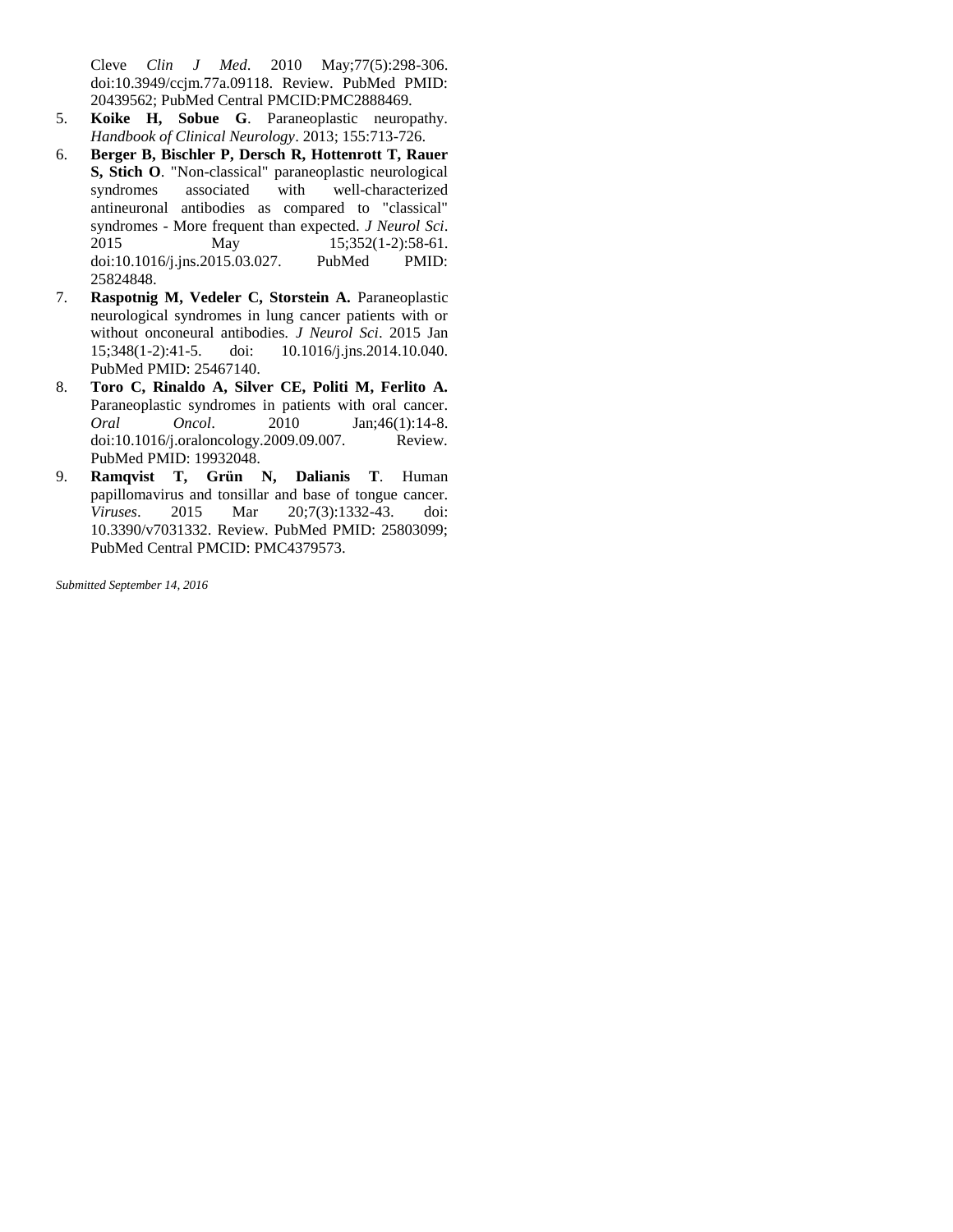Cleve *Clin J Med*. 2010 May;77(5):298-306. doi:10.3949/ccjm.77a.09118. Review. PubMed PMID: 20439562; PubMed Central PMCID:PMC2888469.

5. **Koike H, Sobue G**. Paraneoplastic neuropathy. *Handbook of Clinical Neurology*. 2013; 155:713-726.
6. **Berger B, Bischler P, Dersch R, Hottenrott T, Rauer S, Stich O**. "Non-classical" paraneoplastic neurological syndromes associated with well-characterized antineuronal antibodies as compared to "classical" syndromes - More frequent than expected. *J Neurol Sci*. 2015 May 15;352(1-2):58-61. doi:10.1016/j.jns.2015.03.027. PubMed PMID: 25824848.
7. **Raspotnig M, Vedeler C, Storstein A.** Paraneoplastic neurological syndromes in lung cancer patients with or without onconeural antibodies. *J Neurol Sci*. 2015 Jan 15;348(1-2):41-5. doi: 10.1016/j.jns.2014.10.040. PubMed PMID: 25467140.
8. **Toro C, Rinaldo A, Silver CE, Politi M, Ferlito A.** Paraneoplastic syndromes in patients with oral cancer. *Oral Oncol*. 2010 Jan;46(1):14-8. doi:10.1016/j.oraloncology.2009.09.007. Review. PubMed PMID: 19932048.
9. **Ramqvist T, Grün N, Dalianis T**. Human papillomavirus and tonsillar and base of tongue cancer. *Viruses*. 2015 Mar 20;7(3):1332-43. doi: 10.3390/v7031332. Review. PubMed PMID: 25803099; PubMed Central PMCID: PMC4379573.

*Submitted September 14, 2016*